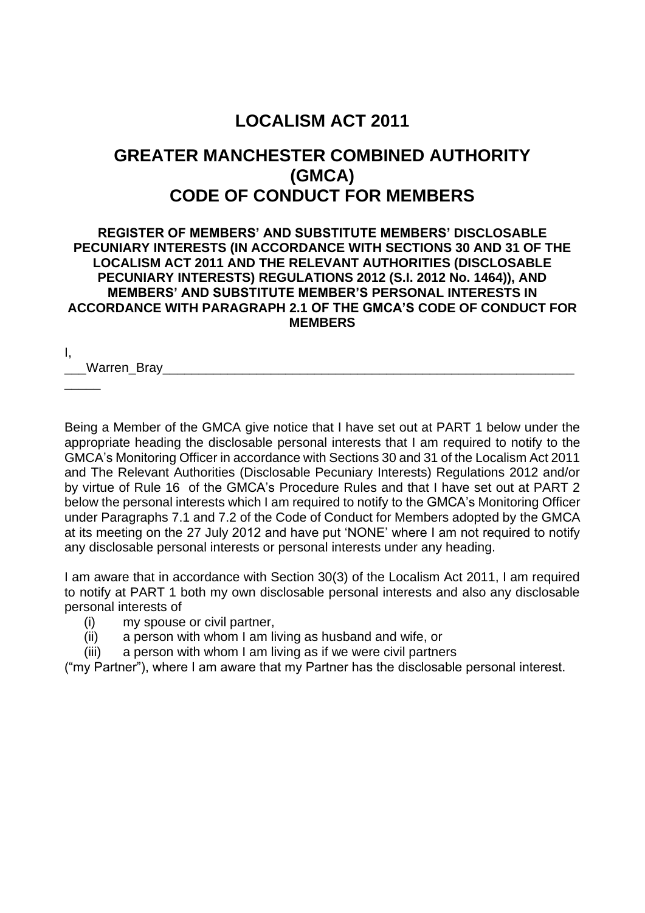# LOCALISM ACT 2011

# GREATER MANCHESTER COMBINED AUTHORITY (GMCA) CODE OF CONDUCT FOR MEMBERS

### REGISTER OF MEMBERS' AND SUBSTITUTE MEMBERS' DISCLOSABLE PECUNIARY INTERESTS (IN ACCORDANCE WITH SECTIONS 30 AND 31 OF THE LOCALISM ACT 2011 AND THE RELEVANT AUTHORITIES (DISCLOSABLE PECUNIARY INTERESTS) REGULATIONS 2012 (S.I. 2012 No. 1464)), AND MEMBERS' AND SUBSTITUTE MEMBER'S PERSONAL INTERESTS IN ACCORDANCE WITH PARAGRAPH 2.1 OF THE GMCA'S CODE OF CONDUCT FOR MEMBERS

I,

___Warren_Bray_______________________________________________________________

Being a Member of the GMCA give notice that I have set out at PART 1 below under the appropriate heading the disclosable personal interests that I am required to notify to the GMCA's Monitoring Officer in accordance with Sections 30 and 31 of the Localism Act 2011 and The Relevant Authorities (Disclosable Pecuniary Interests) Regulations 2012 and/or by virtue of Rule 16 of the GMCA's Procedure Rules and that I have set out at PART 2 below the personal interests which I am required to notify to the GMCA's Monitoring Officer under Paragraphs 7.1 and 7.2 of the Code of Conduct for Members adopted by the GMCA at its meeting on the 27 July 2012 and have put 'NONE' where I am not required to notify any disclosable personal interests or personal interests under any heading.

I am aware that in accordance with Section 30(3) of the Localism Act 2011, I am required to notify at PART 1 both my own disclosable personal interests and also any disclosable personal interests of

(i) my spouse or civil partner,
(ii) a person with whom I am living as husband and wife, or
(iii) a person with whom I am living as if we were civil partners

("my Partner"), where I am aware that my Partner has the disclosable personal interest.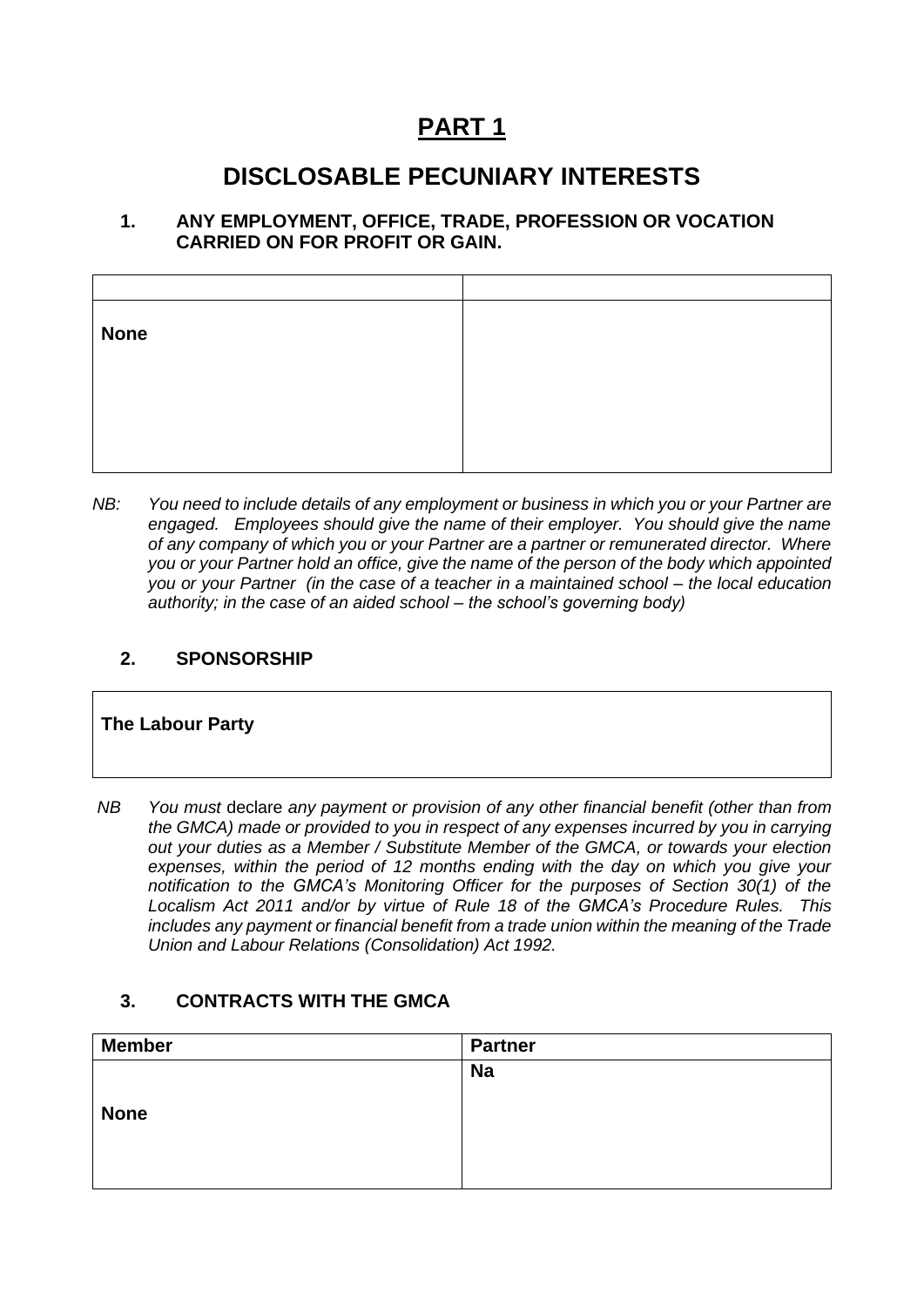# PART 1

## DISCLOSABLE PECUNIARY INTERESTS

### 1. ANY EMPLOYMENT, OFFICE, TRADE, PROFESSION OR VOCATION CARRIED ON FOR PROFIT OR GAIN.

| | |
|---|---|
| **None** | |

*NB: You need to include details of any employment or business in which you or your Partner are engaged. Employees should give the name of their employer. You should give the name of any company of which you or your Partner are a partner or remunerated director. Where you or your Partner hold an office, give the name of the person of the body which appointed you or your Partner (in the case of a teacher in a maintained school – the local education authority; in the case of an aided school – the school's governing body)*

### 2. SPONSORSHIP

| **The Labour Party** |
|---|

*NB You must* declare *any payment or provision of any other financial benefit (other than from the GMCA) made or provided to you in respect of any expenses incurred by you in carrying out your duties as a Member / Substitute Member of the GMCA, or towards your election expenses, within the period of 12 months ending with the day on which you give your notification to the GMCA's Monitoring Officer for the purposes of Section 30(1) of the Localism Act 2011 and/or by virtue of Rule 18 of the GMCA's Procedure Rules. This includes any payment or financial benefit from a trade union within the meaning of the Trade Union and Labour Relations (Consolidation) Act 1992.*

### 3. CONTRACTS WITH THE GMCA

| Member | Partner |
|---|---|
| **None** | **Na** |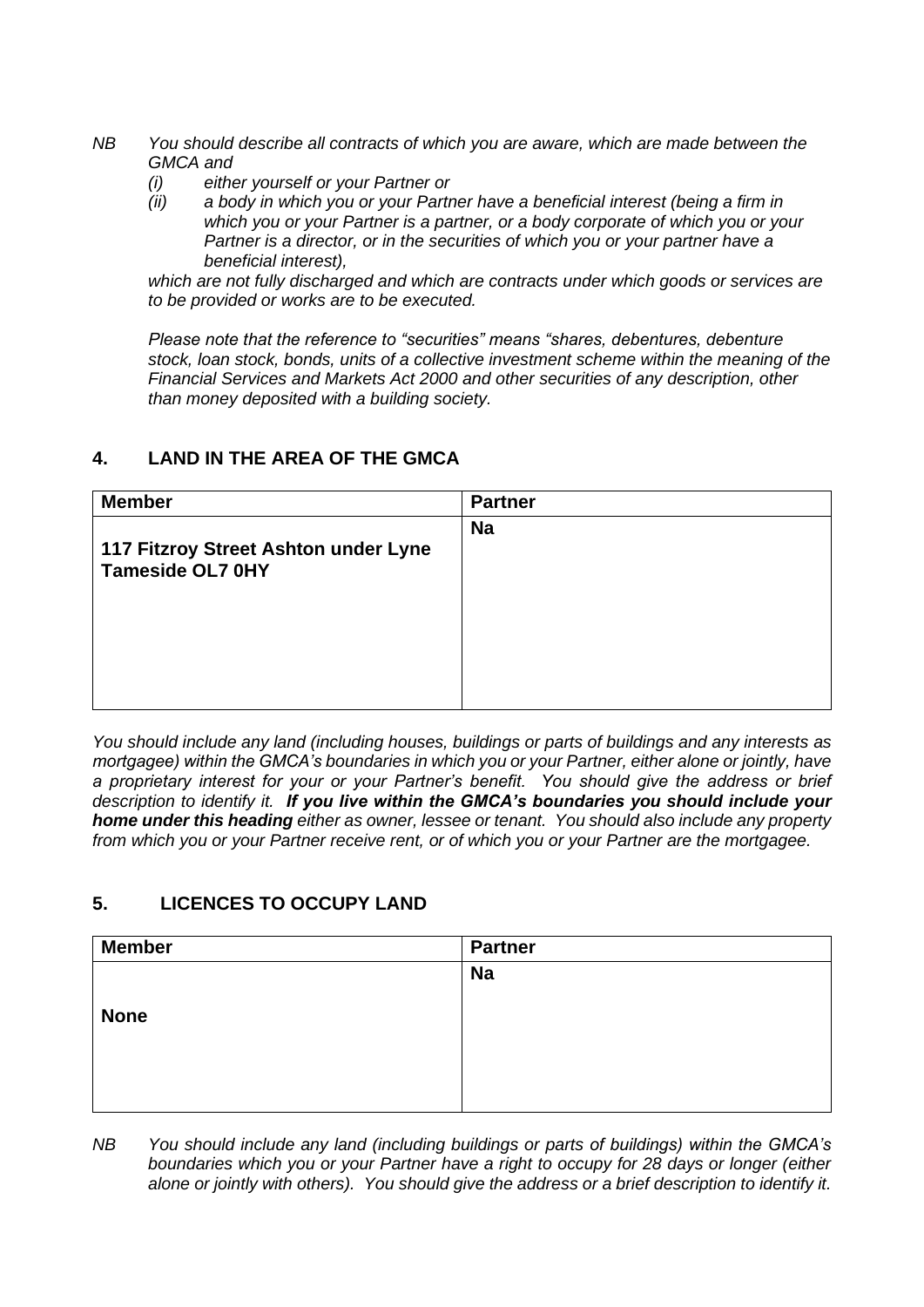*NB You should describe all contracts of which you are aware, which are made between the GMCA and*

*(i) either yourself or your Partner or*

*(ii) a body in which you or your Partner have a beneficial interest (being a firm in which you or your Partner is a partner, or a body corporate of which you or your Partner is a director, or in the securities of which you or your partner have a beneficial interest),*

*which are not fully discharged and which are contracts under which goods or services are to be provided or works are to be executed.*

*Please note that the reference to "securities" means "shares, debentures, debenture stock, loan stock, bonds, units of a collective investment scheme within the meaning of the Financial Services and Markets Act 2000 and other securities of any description, other than money deposited with a building society.*

## 4. LAND IN THE AREA OF THE GMCA

| Member | Partner |
|---|---|
| **117 Fitzroy Street Ashton under Lyne Tameside OL7 0HY** | **Na** |

*You should include any land (including houses, buildings or parts of buildings and any interests as mortgagee) within the GMCA's boundaries in which you or your Partner, either alone or jointly, have a proprietary interest for your or your Partner's benefit. You should give the address or brief description to identify it.* ***If you live within the GMCA's boundaries you should include your home under this heading*** *either as owner, lessee or tenant. You should also include any property from which you or your Partner receive rent, or of which you or your Partner are the mortgagee.*

## 5. LICENCES TO OCCUPY LAND

| Member | Partner |
|---|---|
| **None** | **Na** |

*NB You should include any land (including buildings or parts of buildings) within the GMCA's boundaries which you or your Partner have a right to occupy for 28 days or longer (either alone or jointly with others). You should give the address or a brief description to identify it.*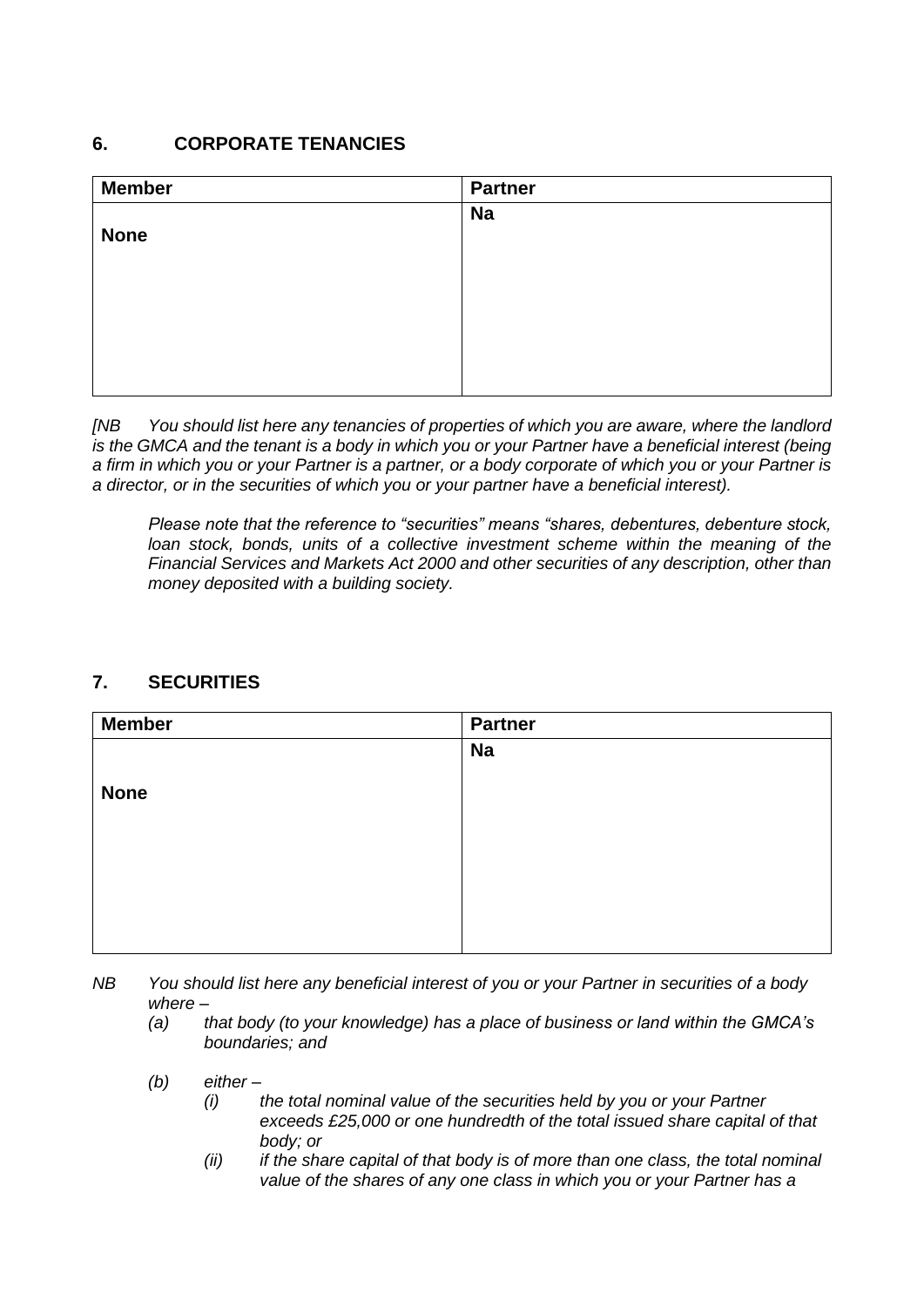## 6. CORPORATE TENANCIES

| Member | Partner |
|---|---|
| **None** | **Na** |

*[NB You should list here any tenancies of properties of which you are aware, where the landlord is the GMCA and the tenant is a body in which you or your Partner have a beneficial interest (being a firm in which you or your Partner is a partner, or a body corporate of which you or your Partner is a director, or in the securities of which you or your partner have a beneficial interest).*

*Please note that the reference to "securities" means "shares, debentures, debenture stock, loan stock, bonds, units of a collective investment scheme within the meaning of the Financial Services and Markets Act 2000 and other securities of any description, other than money deposited with a building society.*

## 7. SECURITIES

| Member | Partner |
|---|---|
| **None** | **Na** |

*NB You should list here any beneficial interest of you or your Partner in securities of a body where –*

*(a) that body (to your knowledge) has a place of business or land within the GMCA's boundaries; and*

*(b) either –*

*(i) the total nominal value of the securities held by you or your Partner exceeds £25,000 or one hundredth of the total issued share capital of that body; or*

*(ii) if the share capital of that body is of more than one class, the total nominal value of the shares of any one class in which you or your Partner has a*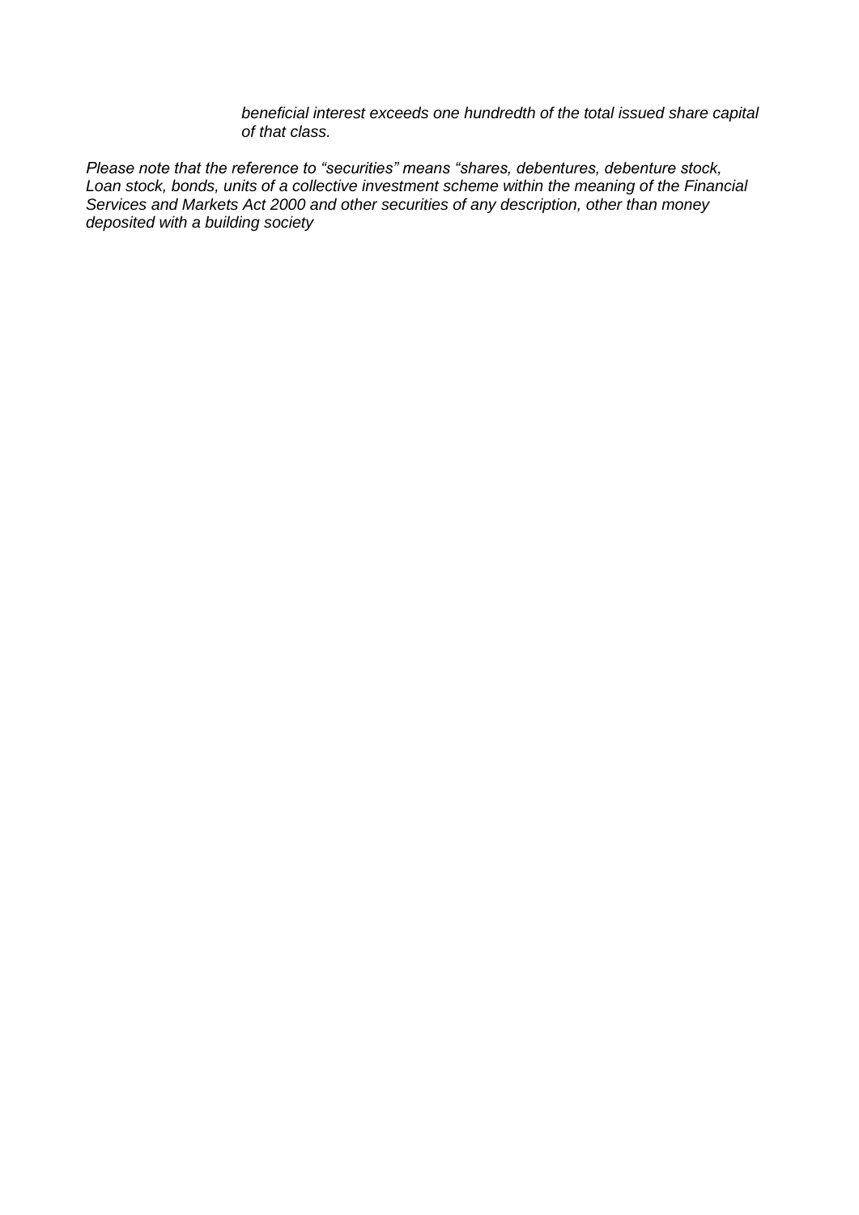*beneficial interest exceeds one hundredth of the total issued share capital of that class.*

*Please note that the reference to "securities" means "shares, debentures, debenture stock, Loan stock, bonds, units of a collective investment scheme within the meaning of the Financial Services and Markets Act 2000 and other securities of any description, other than money deposited with a building society*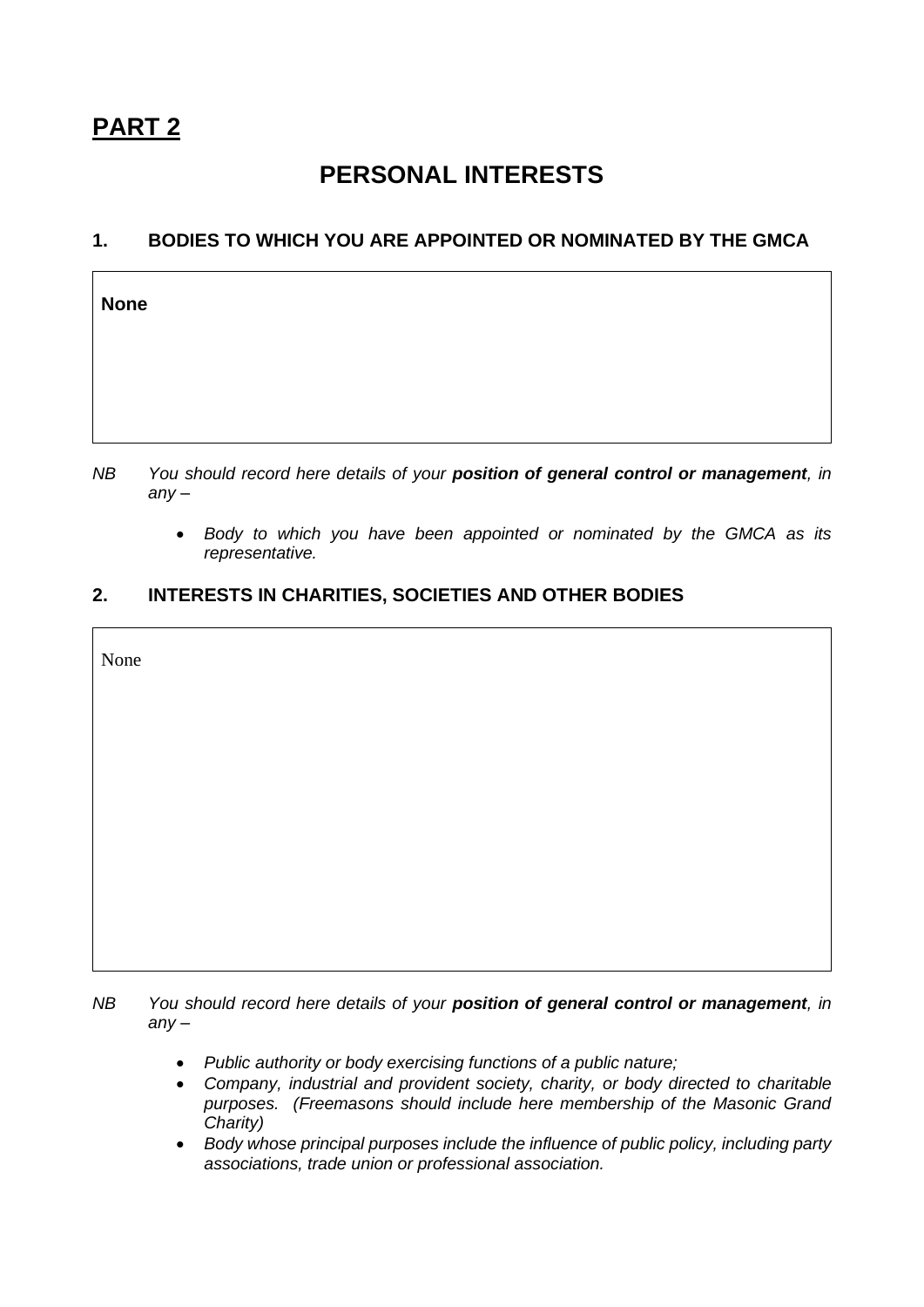# PART 2

## PERSONAL INTERESTS

### 1. BODIES TO WHICH YOU ARE APPOINTED OR NOMINATED BY THE GMCA

**None**

*NB You should record here details of your* ***position of general control or management****, in any –*

- *Body to which you have been appointed or nominated by the GMCA as its representative.*

### 2. INTERESTS IN CHARITIES, SOCIETIES AND OTHER BODIES

None

*NB You should record here details of your* ***position of general control or management****, in any –*

- *Public authority or body exercising functions of a public nature;*
- *Company, industrial and provident society, charity, or body directed to charitable purposes. (Freemasons should include here membership of the Masonic Grand Charity)*
- *Body whose principal purposes include the influence of public policy, including party associations, trade union or professional association.*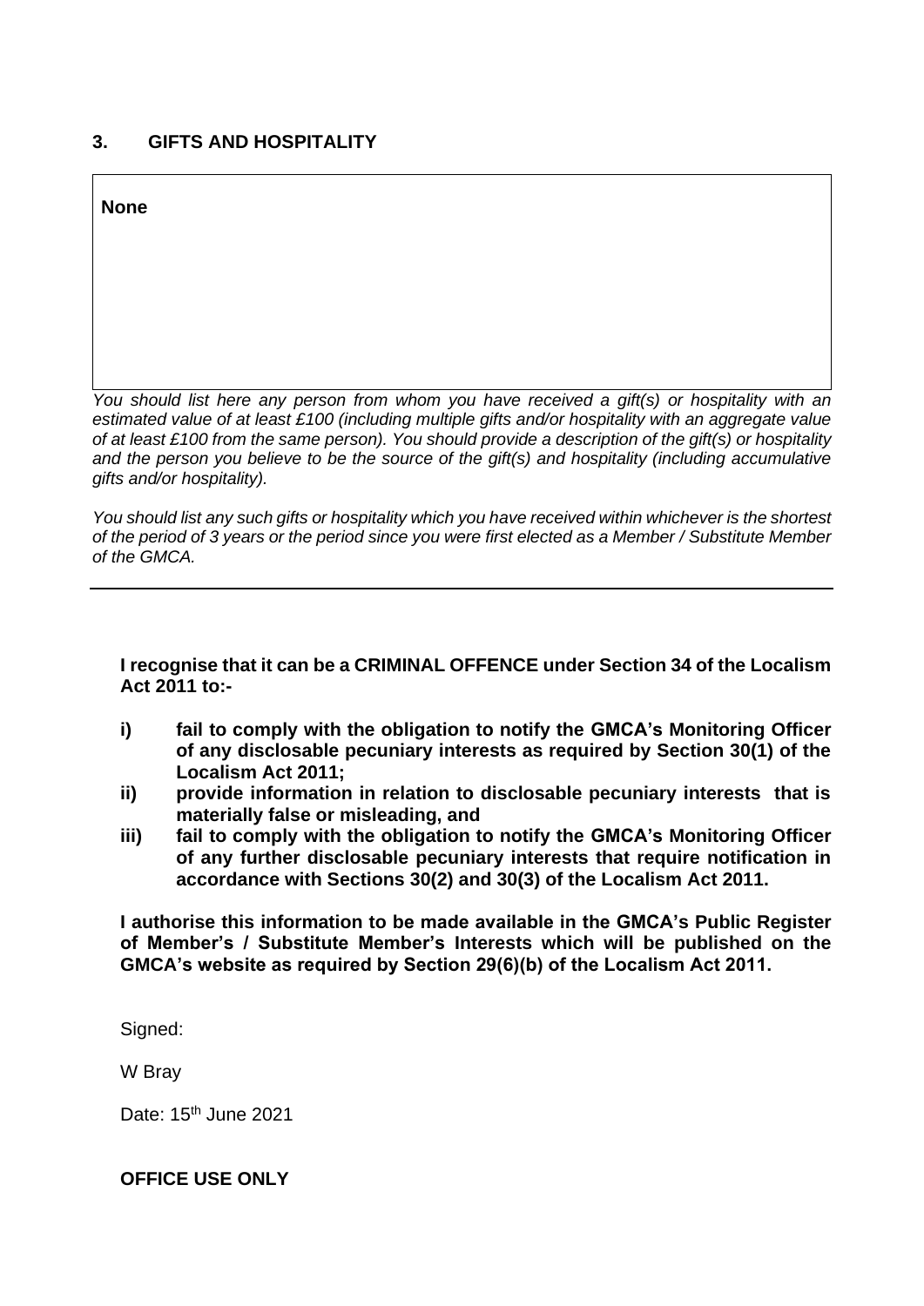## 3. GIFTS AND HOSPITALITY

| None |
|---|

*You should list here any person from whom you have received a gift(s) or hospitality with an estimated value of at least £100 (including multiple gifts and/or hospitality with an aggregate value of at least £100 from the same person). You should provide a description of the gift(s) or hospitality and the person you believe to be the source of the gift(s) and hospitality (including accumulative gifts and/or hospitality).*

*You should list any such gifts or hospitality which you have received within whichever is the shortest of the period of 3 years or the period since you were first elected as a Member / Substitute Member of the GMCA.*

---

**I recognise that it can be a CRIMINAL OFFENCE under Section 34 of the Localism Act 2011 to:-**

**i) fail to comply with the obligation to notify the GMCA's Monitoring Officer of any disclosable pecuniary interests as required by Section 30(1) of the Localism Act 2011;**

**ii) provide information in relation to disclosable pecuniary interests that is materially false or misleading, and**

**iii) fail to comply with the obligation to notify the GMCA's Monitoring Officer of any further disclosable pecuniary interests that require notification in accordance with Sections 30(2) and 30(3) of the Localism Act 2011.**

**I authorise this information to be made available in the GMCA's Public Register of Member's / Substitute Member's Interests which will be published on the GMCA's website as required by Section 29(6)(b) of the Localism Act 2011.**

Signed:

W Bray

Date: 15th June 2021

**OFFICE USE ONLY**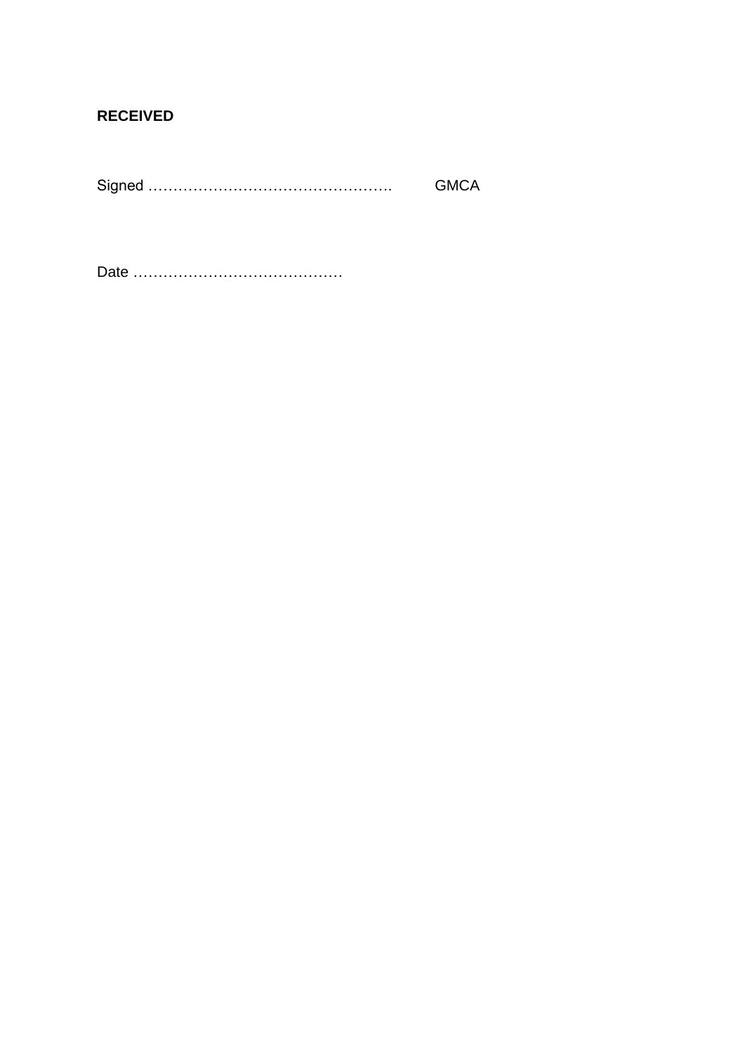**RECEIVED**

Signed …………………………………………. GMCA

Date ……………………………………